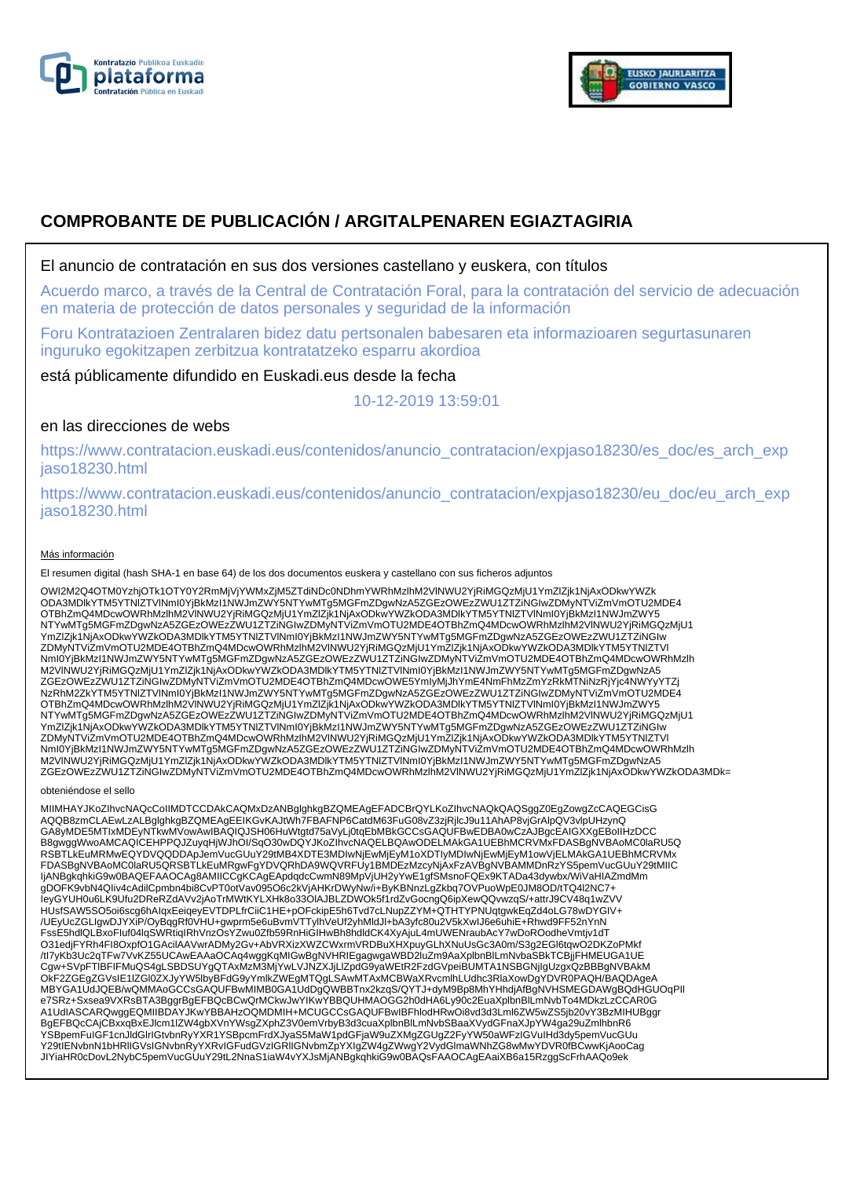# COMPROBANTE DE PUBLICACIÓN / ARGITALPENAREN EGIAZTAGIRIA

El anuncio de contratación en sus dos versiones castellano y euskera, con títulos

Acuerdo marco, a través de la Central de Contratación Foral, para la contratación del servicio de adecuación en materia de protección de datos personales y seguridad de la información

Foru Kontratazioen Zentralaren bidez datu pertsonalen babesaren eta informazioaren segurtasunaren inguruko egokitzapen zerbitzua kontratatzeko esparru akordioa

está públicamente difundido en Euskadi.eus desde la fecha

10-12-2019 13:59:01

en las direcciones de webs

https://www.contratacion.euskadi.eus/contenidos/anuncio_contratacion/expjaso18230/es_doc/es_arch_expjaso18230.html

https://www.contratacion.euskadi.eus/contenidos/anuncio_contratacion/expjaso18230/eu_doc/eu_arch_expjaso18230.html

Más información

El resumen digital (hash SHA-1 en base 64) de los dos documentos euskera y castellano con sus ficheros adjuntos

OWI2M2Q4OTM0YzhjOTk1OTY0Y2RmMjVjYWMxZjM5ZTdiNDc0NDhmYWRhMzlhM2VlNWU2YjRiMGQzMjU1YmZlZjk1NjAxODkwYWZk
ODA3MDlkYTM5YTNlZTVlNmI0YjBkMzI1NWJmZWY5NTYwMTg5MGFmZDgwNzA5ZGEzOWEzZWU1ZTZiNGIwZDMyNTViZmVmOTU2MDE4
OTBhZmQ4MDcwOWRhMzlhM2VlNWU2YjRiMGQzMjU1YmZlZjk1NjAxODkwYWZkODA3MDlkYTM5YTNlZTVlNmI0YjBkMzI1NWJmZWY5
NTYwMTg5MGFmZDgwNzA5ZGEzOWEzZWU1ZTZiNGIwZDMyNTViZmVmOTU2MDE4OTBhZmQ4MDcwOWRhMzlhM2VlNWU2YjRiMGQzMjU1
YmZlZjk1NjAxODkwYWZkODA3MDlkYTM5YTNlZTVlNmI0YjBkMzI1NWJmZWY5NTYwMTg5MGFmZDgwNzA5ZGEzOWEzZWU1ZTZiNGIw
ZDMyNTViZmVmOTU2MDE4OTBhZmQ4MDcwOWRhMzlhM2VlNWU2YjRiMGQzMjU1YmZlZjk1NjAxODkwYWZkODA3MDlkYTM5YTNlZTVl
NmI0YjBkMzI1NWJmZWY5NTYwMTg5MGFmZDgwNzA5ZGEzOWEzZWU1ZTZiNGIwZDMyNTViZmVmOTU2MDE4OTBhZmQ4MDcwOWRhMzlh
M2VlNWU2YjRiMGQzMjU1YmZlZjk1NjAxODkwYWZkODA3MDlkYTM5YTNlZTVlNmI0YjBkMzI1NWJmZWY5NTYwMTg5MGFmZDgwNzA5
ZGEzOWEzZWU1ZTZiNGIwZDMyNTViZmVmOTU2MDE4OTBhZmQ4MDcwOWE5YmlyMjJhYmE4NmFhMzZmYzRkMTNiNzRjYjc4NWYyYTZj
NzRhM2ZkYTM5YTNlZTVlNmI0YjBkMzI1NWJmZWY5NTYwMTg5MGFmZDgwNzA5ZGEzOWEzZWU1ZTZiNGIwZDMyNTViZmVmOTU2MDE4
OTBhZmQ4MDcwOWRhMzlhM2VlNWU2YjRiMGQzMjU1YmZlZjk1NjAxODkwYWZkODA3MDlkYTM5YTNlZTVlNmI0YjBkMzI1NWJmZWY5
NTYwMTg5MGFmZDgwNzA5ZGEzOWEzZWU1ZTZiNGIwZDMyNTViZmVmOTU2MDE4OTBhZmQ4MDcwOWRhMzlhM2VlNWU2YjRiMGQzMjU1
YmZlZjk1NjAxODkwYWZkODA3MDlkYTM5YTNlZTVlNmI0YjBkMzI1NWJmZWY5NTYwMTg5MGFmZDgwNzA5ZGEzOWEzZWU1ZTZiNGIw
ZDMyNTViZmVmOTU2MDE4OTBhZmQ4MDcwOWRhMzlhM2VlNWU2YjRiMGQzMjU1YmZlZjk1NjAxODkwYWZkODA3MDlkYTM5YTNlZTVl
NmI0YjBkMzI1NWJmZWY5NTYwMTg5MGFmZDgwNzA5ZGEzOWEzZWU1ZTZiNGIwZDMyNTViZmVmOTU2MDE4OTBhZmQ4MDcwOWRhMzlh
M2VlNWU2YjRiMGQzMjU1YmZlZjk1NjAxODkwYWZkODA3MDlkYTM5YTNlZTVlNmI0YjBkMzI1NWJmZWY5NTYwMTg5MGFmZDgwNzA5
ZGEzOWEzZWU1ZTZiNGIwZDMyNTViZmVmOTU2MDE4OTBhZmQ4MDcwOWRhMzlhM2VlNWU2YjRiMGQzMjU1YmZlZjk1NjAxODkwYWZkODA3MDlk=

obteniéndose el sello

MIIMHAYJKoZIhvcNAQcCoIIMDTCCDAkCAQMxDzANBglghkgBZQMEAgEFADCBrQYLKoZIhvcNAQkQAQSggZ0EgZowgZcCAQEGCisG
AQQB8zmCLAEwLzALBglghkgBZQMEAgEEIKGvKAJtWh7FBAFNP6CatdM63FuG08vZ3zjRjlcJ9u11AhAP8vjGrAlpQV3vlpUHzynQ
GA8yMDE5MTIxMDEyNTkwMVowAwIBAQIQJSH06HuWtgtd75aVyLj0tqEbMBkGCCsGAQUFBwEDBA0wCzAJBgcEAIGXXgEBoIIHzDCC
B8gwggWwoAMCAQICEHPPQZuyqHjWJhOl/SqO30wDQYJKoZIhvcNAQELBQAwODELMAkGA1UEBhMCRVMxFDASBgNVBAoMC0laRU5Q
RSBTLkEuMRMwEQYDVQQDDApJemVucGUuY29tMB4XDTE3MDIwNjEwMjEyM1oXDTIyMDIwNjEwMjEyM1owVjELMAkGA1UEBhMCRVMx
FDASBgNVBAoMC0laRU5QRSBTLkEuMRgwFgYDVQRhDA9WQVRFUy1BMDEzMzcyNjAxFzAVBgNVBAMMDnRzYS5pemVucGUuY29tMIIC
IjANBgkqhkiG9w0BAQEFAAOCAg8AMIICCgKCAgEApdqdcCwmN89MpVjUH2yYwE1gfSMsnoFQEx9KTADa43dywbx/WiVaHIAZmdMm
gDOFK9vbN4QIiv4cAdilCpmbn4bi8CvPT0otVav095O6c2kVjAHKrDWyNw/i+ByKBNnzLgZkbq7OVPuoWpE0JM8OD/tTQ4l2NC7+
IeyGYUH0u6LK9Ufu2DReRZdAVv2jAoTrMWtKYLXHk8o33OlAJBLZDWOk5f1rdZvGocngQ6ipXewQQvwzqS/+attrJ9CV48q1wZVV
HUsfSAW5SO5oi6scg6hAlqxEeiqeyEVTDPLfrCiiC1HE+pOFckipE5h6Tvd7cLNupZZYM+QTHTYPNUqtgwkEqZd4oLG78wDYGIV+
/UEyUcZGLlgwDJYXiP/OyBqgRf0VHU+gwprm5e6uBvmVTTylhVeUf2yhMldJl+bA3yfc80u2V5kXwlJ6e6uhiE+Rhwd9FF52nYnN
FssE5hdlQLBxoFluf04lqSWRtiqIRhVnzOsYZwu0Zfb59RnHiGIHwBh8hdldCK4XyAjuL4mUWENraubAcY7wDoROodheVmtjv1dT
O31edjFYRh4FI8OxpfO1GAcilAAVwrADMy2Gv+AbVRXizXWZCWxrmVRDBuXHXpuyGLhXNuUsGc3A0m/S3g2EGl6tqwO2DKZoPMkf
/tl7yKb3Uc2qTFw7VvKZ55UCAwEAAaOCAq4wggKqMIGwBgNVHRIEgagwgaWBD2luZm9AaXplbnBlLmNvbaSBkTCBjjFHMEUGA1UE
Cgw+SVpFTlBFIFMuQS4gLSBDSUYgQTAxMzM3MjYwLVJNZXJjLlZpdG9yaWEtR2FzdGVpeiBUMTA1NSBGNjIgUzgxQzBBBgNVBAkM
OkF2ZGEgZGVsIE1lZGl0ZXJyYW5lbyBFdG9yYmlkZWEgMTQgLSAwMTAxMCBWaXRvcmlhLUdhc3RlaXowDgYDVR0PAQH/BAQDAgeA
MBYGA1UdJQEB/wQMMAoGCCsGAQUFBwMIMB0GA1UdDgQWBBTnx2kzqS/QYTJ+dyM9Bp8MhYHhdjAfBgNVHSMEGDAWgBQdHGUOqPlI
e7SRz+Sxsea9VXRsBTA3BggrBgEFBQcBCwQrMCkwJwYIKwYBBQUHMAOGG2h0dHA6Ly90c2EuaXplbnBlLmNvbTo4MDkzLzCCAR0G
A1UdIASCARQwggEQMIIBDAYJKwYBBAHzOQMDMIH+MCUGCCsGAQUFBwIBFhlodHRwOi8vd3d3Lml6ZW5wZS5jb20vY3BzMIHUBggr
BgEFBQcCAjCBxxqBxEJlcm1lZW4gbXVnYWsgZXphZ3V0emVrbyB3d3cuaXplbnBlLmNvbSBaaXVydGFnaXJpYW4ga29uZmlhbnR6
YSBpemFuIGF1cnJldGlrIGtvbnRyYXR1YSBpcmFrdXJyaS5MaW1pdGFjaW9uZXMgZGUgZ2FyYW50aWFzIGVuIHd3dy5pemVucGUu
Y29tIENvbnN1bHRlIGVsIGNvbnRyYXRvIGFudGVzIGRlIGNvbmZpYXIgZW4gZWwgY2VydGlmaWNhZG8wMwYDVR0fBCwwKjAooCag
JIYiaHR0cDovL2NybC5pemVucGUuY29tL2NnaS1iaW4vYXJsMjANBgkqhkiG9w0BAQsFAAOCAgEAaiXB6a15RzggScFrhAAQo9ek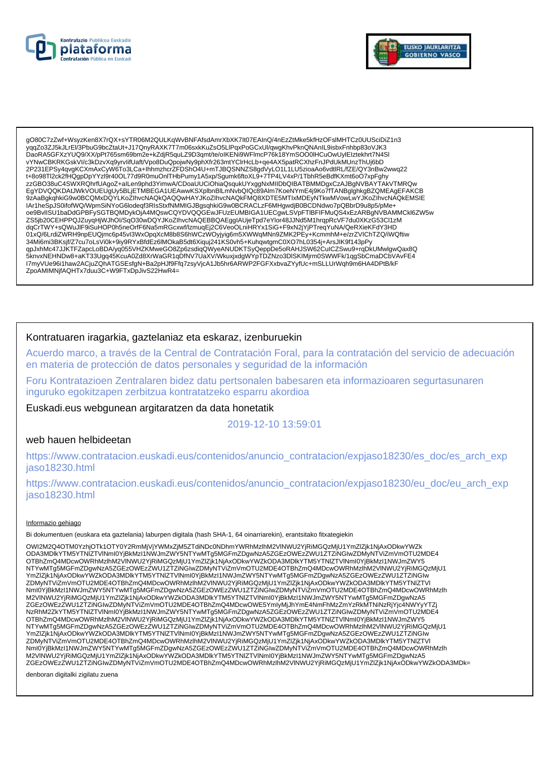gO80C7zZwf+WsyzKen8X7rQX+sYTR06M2QULKqWvBNFAfsdAmrXbXK7It07EAInQ/4nEzZtMke5kfHzOFslMHTCz0UUSciDiZ1n3
yqqZo3ZJ5kJLrEl/3PbuG9bcZtaUt+J17QnyRAXK7T7m06sxkKuZsO5LlPqxPoGCxUl/qwgKhvPknQNAnIL9isbxFnhbp83oVJK3
DaoRA5GFXzYUQ9/XX/pPt765sm69bm2e+kZdjR5quLZ9D3qmt/te/oIKENi9WFlmcP76k18YmSOO0lHCuOwUylElztekhrt7N4Sl
vYNwCBKRKGskVI/c3kDzvXq9yrvlifUaft/Vpo8DuQpojwNy9phXfr263mtYClrHcLb+qe4AX5patRCXhzFnJPdUkMUnzThUj6bD
2P231EPSy4qvgKCXmAxCyW6To3LCa+IhhmzhcrZFDShO4U+mTJBQSNNZS8gdVyLO1L1LU5zioaAo6vdtlRL/fZE/QY3nBw2wwq22
t+8o98Tl2ck2fHQgpDpYYzl9r40OL77d9R0muOnlTHbPumy1A5xp/Sgumk6ftoXL9+7TP4LV4xP/1TbhR5eBdfKXmt6oO7xpFghy
zzGBO38uC4SWXRQhrfUAgoZ+alLen9phd3YimwA/CDoaUUCiOhiaQsqukUYxggNxMIIDbQIBATBMMDgxCzAJBgNVBAYTAkVTMRQw
EgYDVQQKDAtJWkVOUEUgUy5BLjETMBEGA1UEAwwKSXplbnBlLmNvbQIQc89Alm7KoeNYmE4j9Ko7fTANBglghkgBZQMEAgEFAKCB
9zAaBgkqhkiG9w0BCQMxDQYLKoZIhvcNAQkQAQQwHAYJKoZIhvcNAQkFMQ8XDTE5MTIxMDEyNTkwMVowLwYJKoZIhvcNAQkEMSIE
IAr1heSpJS0ifofWQ/WpmSiNYoG6lodeqf3RlsStxfNMMIGJBgsqhkiG9w0BCRACLzF6MHgwdjB0BCDNdwo7pQBbrD9u8p5/pMe+
oe9BvlISU1baDdGPBFySGTBQMDykOjA4MQswCQYDVQQGEwJFUzEUMBIGA1UECgwLSVpFTlBFIFMuQS4xEzARBgNVBAMMCkl6ZW5w
ZS5jb20CEHPPQJZuyqHjWJhOI/SqO30wDQYJKoZIhvcNAQEBBQAEggIAUjeTpd7eYlor48JJNd5M1hrqpRcVF7du0XKzG53Cl1zM
dqCrTWY+sQWuJlF9iSuHOP0h5neOrfF6Na5mRGcxwf/lzmuqEj2C6VeoOLniHRYx1SiG+F9xN2jYjPTreqYuNA/QeRXieKFdY3HD
01xQ/6LrdiZWRH9npEUQjmc6p45vI3WxOpqXcM8b8S6hWCzWOyjyig6m5XWWqMNn9ZMK2PEy+KcmmhM+e/zrZVIChTZQ/iWQftiw
34Mi6mi3BKsjf/Z7cu7oLsVi0k+9iy9RYxBfdEz6lMOkaB5dt6Xiquj241KS0vh5+KuhqwtgmC0XO7hL0354j+ArsJIK9f143pPy
qpJxhMc47JJKTFZapcLoBDA/yq055VHZKMweGO8Zp6zsdiqQWyeANUDKTSyQeppDe5oRAHJSW62CuICZSwu9+rqDkUMwlgwQax8Q
5knvxNEHNDw8+aKT33Ugg45KcuA0Zd8XrWaGR1qDfNV7UaXV/WkuxjxdgWYpTDZNzo3DlSKIMjrm0SWWFk/1qgSbCmaDCbVAvFE4
I7myVUe96i1haw2ACjuZQhATGSEsfgN+Ba2pHJf9Ffq7zsyVjcA1Jb5hr6ARWP2FGFXxbvaZYyfUc+mSLLUrWqh9m6HA4DPtB/kF
ZpoAMIMNjfAQHTx7duu3C+W9FTxDpJivS22HwR4=

## Kontratuaren iragarkia, gaztelaniaz eta eskaraz, izenburuekin

Acuerdo marco, a través de la Central de Contratación Foral, para la contratación del servicio de adecuación en materia de protección de datos personales y seguridad de la información

Foru Kontratazioen Zentralaren bidez datu pertsonalen babesaren eta informazioaren segurtasunaren inguruko egokitzapen zerbitzua kontratatzeko esparru akordioa

## Euskadi.eus webgunean argitaratzen da data honetatik

2019-12-10 13:59:01

## web hauen helbideetan

https://www.contratacion.euskadi.eus/contenidos/anuncio_contratacion/expjaso18230/es_doc/es_arch_expjaso18230.html

https://www.contratacion.euskadi.eus/contenidos/anuncio_contratacion/expjaso18230/eu_doc/eu_arch_expjaso18230.html

Informazio gehiago

Bi dokumentuen (euskara eta gaztelania) laburpen digitala (hash SHA-1, 64 oinarriarekin), erantsitako fitxategiekin

OWI2M2Q4OTM0YzhjOTk1OTY0Y2RmMjVjYWMxZjM5ZTdiNDc0NDhmYWRhMzlhM2VlNWU2YjRiMGQzMjU1YmZlZjk1NjAxODkwYWZk
ODA3MDlkYTM5YTNlZTVlNmI0YjBkMzI1NWJmZWY5NTYwMTg5MGFmZDgwNzA5ZGEzOWEzZWU1ZTZiNGIwZDMyNTViZmVmOTU2MDE4
OTBhZmQ4MDcwOWRhMzlhM2VlNWU2YjRiMGQzMjU1YmZlZjk1NjAxODkwYWZkODA3MDlkYTM5YTNlZTVlNmI0YjBkMzI1NWJmZWY5
NTYwMTg5MGFmZDgwNzA5ZGEzOWEzZWU1ZTZiNGIwZDMyNTViZmVmOTU2MDE4OTBhZmQ4MDcwOWRhMzlhM2VlNWU2YjRiMGQzMjU1
YmZlZjk1NjAxODkwYWZkODA3MDlkYTM5YTNlZTVlNmI0YjBkMzI1NWJmZWY5NTYwMTg5MGFmZDgwNzA5ZGEzOWEzZWU1ZTZiNGIw
ZDMyNTViZmVmOTU2MDE4OTBhZmQ4MDcwOWRhMzlhM2VlNWU2YjRiMGQzMjU1YmZlZjk1NjAxODkwYWZkODA3MDlkYTM5YTNlZTVl
NmI0YjBkMzI1NWJmZWY5NTYwMTg5MGFmZDgwNzA5ZGEzOWEzZWU1ZTZiNGIwZDMyNTViZmVmOTU2MDE4OTBhZmQ4MDcwOWRhMzlh
M2VlNWU2YjRiMGQzMjU1YmZlZjk1NjAxODkwYWZkODA3MDlkYTM5YTNlZTVlNmI0YjBkMzI1NWJmZWY5NTYwMTg5MGFmZDgwNzA5
ZGEzOWEzZWU1ZTZiNGIwZDMyNTViZmVmOTU2MDE4OTBhZmQ4MDcwOWE5YmlyMjJhYmE4NmFhMzZmYzRkMTNiNzRjYjc4NWYyYTZj
NzRhM2ZkYTM5YTNlZTVlNmI0YjBkMzI1NWJmZWY5NTYwMTg5MGFmZDgwNzA5ZGEzOWEzZWU1ZTZiNGIwZDMyNTViZmVmOTU2MDE4
OTBhZmQ4MDcwOWRhMzlhM2VlNWU2YjRiMGQzMjU1YmZlZjk1NjAxODkwYWZkODA3MDlkYTM5YTNlZTVlNmI0YjBkMzI1NWJmZWY5
NTYwMTg5MGFmZDgwNzA5ZGEzOWEzZWU1ZTZiNGIwZDMyNTViZmVmOTU2MDE4OTBhZmQ4MDcwOWRhMzlhM2VlNWU2YjRiMGQzMjU1
YmZlZjk1NjAxODkwYWZkODA3MDlkYTM5YTNlZTVlNmI0YjBkMzI1NWJmZWY5NTYwMTg5MGFmZDgwNzA5ZGEzOWEzZWU1ZTZiNGIw
ZDMyNTViZmVmOTU2MDE4OTBhZmQ4MDcwOWRhMzlhM2VlNWU2YjRiMGQzMjU1YmZlZjk1NjAxODkwYWZkODA3MDlkYTM5YTNlZTVl
NmI0YjBkMzI1NWJmZWY5NTYwMTg5MGFmZDgwNzA5ZGEzOWEzZWU1ZTZiNGIwZDMyNTViZmVmOTU2MDE4OTBhZmQ4MDcwOWRhMzlh
M2VlNWU2YjRiMGQzMjU1YmZlZjk1NjAxODkwYWZkODA3MDlkYTM5YTNlZTVlNmI0YjBkMzI1NWJmZWY5NTYwMTg5MGFmZDgwNzA5
ZGEzOWEzZWU1ZTZiNGIwZDMyNTViZmVmOTU2MDE4OTBhZmQ4MDcwOWRhMzlhM2VlNWU2YjRiMGQzMjU1YmZlZjk1NjAxODkwYWZkODA3MDk=

denboran digitalki zigilatu zuena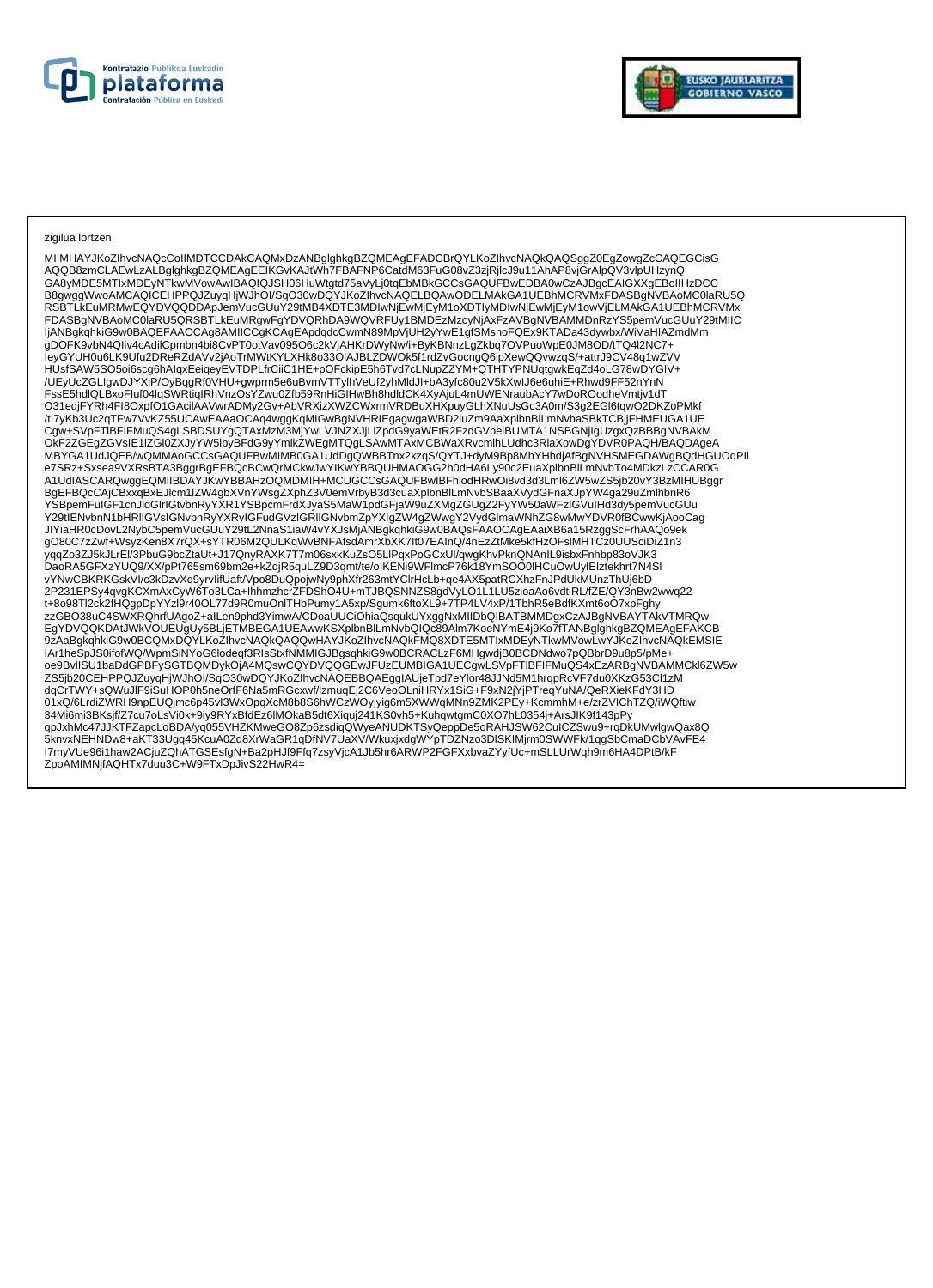zigilua lortzen

MIIMHAYJKoZIhvcNAQcCoIIMDTCCDAkCAQMxDzANBglghkgBZQMEAgEFADCBrQYLKoZIhvcNAQkQAQSggZ0EgZowgZcCAQEGCisG
AQQB8zmCLAEwLzALBglghkgBZQMEAgEEIKGvKAJtWh7FBAFNP6CatdM63FuG08vZ3zjRjlcJ9u11AhAP8vjGrAlpQV3vlpUHzynQ
GA8yMDE5MTIxMDEyNTkwMVowAwIBAQIQJSH06HuWtgtd75aVyLj0tqEbMBkGCCsGAQUFBwEDBA0wCzAJBgcEAIGXXgEBoIIHzDCC
B8gwggWwoAMCAQICEHPPQJZuyqHjWJhOI/SqO30wDQYJKoZIhvcNAQELBQAwODELMAkGA1UEBhMCRVMxFDASBgNVBAoMC0laRU5Q
RSBTLkEuMRMwEQYDVQQDDApJemVucGUuY29tMB4XDTE3MDIwNjEwMjEyM1oXDTIyMDIwNjEwMjEyM1owVjELMAkGA1UEBhMCRVMx
FDASBgNVBAoMC0laRU5QRSBTLkEuMRgwFgYDVQRhDA9WQVRFUy1BMDEzMzcyNjAxFzAVBgNVBAMMDnRzYS5pemVucGUuY29tMIIC
IjANBgkqhkiG9w0BAQEFAAOCAg8AMIICCgKCAgEApdqdcCwmN89MpVjUH2yYwE1gfSMsnoFQEx9KTADa43dywbx/WiVaHIAZmdMm
gDOFK9vbN4QIiv4cAdilCpmbn4bi8CvPT0otVav095O6c2kVjAHKrDWyNw/i+ByKBNnzLgZkbq7OVPuoWpE0JM8OD/tTQ4l2NC7+
IeyGYUH0u6LK9Ufu2DReRZdAVv2jAoTrMWtKYLXHk8o33OlAJBLZDWOk5f1rdZvGocngQ6ipXewQQvwzqS/+attrJ9CV48q1wZVV
HUsfSAW5SO5oi6scg6hAIqxEeiqeyEVTDPLfrCiiC1HE+pOFckipE5h6Tvd7cLNupZZYM+QTHTYPNUqtgwkEqZd4oLG78wDYGIV+
/UEyUcZGLIgwDJYXiP/OyBqgRf0VHU+gwprm5e6uBvmVTTylhVeUf2yhMldJl+bA3yfc80u2V5kXwIJ6e6uhiE+Rhwd9FF52nYnN
FssE5hdlQLBxoFIuf04lqSWRtiqIRhVnzOsYZwu0Zfb59RnHiGIHwBh8hdldCK4XyAjuL4mUWENraubAcY7wDoROodheVmtjv1dT
O31edjFYRh4FI8OxpfO1GAcilAAVwrADMy2Gv+AbVRXizXWZCWxrmVRDBuXHXpuyGLhXNuUsGc3A0m/S3g2EGl6tqwO2DKZoPMkf
/tI7yKb3Uc2qTFw7VvKZ55UCAwEAAaOCAq4wggKqMIGwBgNVHRIEgagwgaWBD2luZm9AaXplbnBlLmNvbaSBkTCBjjFHMEUGA1UE
Cgw+SVpFTlBFIFMuQS4gLSBDSUYgQTAxMzM3MjYwLVJNZXJjLlZpdG9yaWEtR2FzdGVpeiBUMTA1NSBGNjIgUzgxQzBBBgNVBAkM
OkF2ZGEgZGVsIE1lZGl0ZXJyYW5lbyBFdG9yYmlkZWEgMTQgLSAwMTAxMCBWaXRvcmlhLUdhc3RlaXowDgYDVR0PAQH/BAQDAgeA
MBYGA1UdJQEB/wQMMAoGCCsGAQUFBwMIMB0GA1UdDgQWBBTnx2kzqS/QYTJ+dyM9Bp8MhYHhdjAfBgNVHSMEGDAWgBQdHGUOqPlI
e7SRz+Sxsea9VXRsBTA3BggrBgEFBQcBCwQrMCkwJwYIKwYBBQUHMAOGG2h0dHA6Ly90c2EuaXplbnBlLmNvbTo4MDkzLzCCAR0G
A1UdIASCARQwggEQMIIBDAYJKwYBBAHzOQMDMIH+MCUGCCsGAQUFBwIBFhlodHRwOi8vd3d3Lml6ZW5wZS5jb20vY3BzMIHUBggr
BgEFBQcCAjCBxxqBxEJlcm1lZW4gbXVnYWsgZXphZ3V0emVrbyB3d3cuaXplbnBlLmNvbSBaaXVydGFnaXJpYW4ga29uZmlhbnR6
YSBpemFuIGF1cnJldGlrIGtvbnRyYXR1YSBpcmFrdXJyaS5MaW1pdGFjaW9uZXMgZGUgZ2FyYW50aWFzIGVuIHd3dy5pemVucGUu
Y29tIENvbnN1bHRlIGVsIGNvbnRyYXRvIGFudGVzIGRlIGNvbmZpYXIgZW4gZWwgY2VydGlmaWNhZG8wMwYDVR0fBCwwKjAooCag
JIYiaHR0cDovL2NybC5pemVucGUuY29tL2NnaS1iaW4vYXJsMjANBgkqhkiG9w0BAQsFAAOCAgEAaiXB6a15RzggScFrhAAQo9ek
gO80C7zZwf+WsyzKen8X7rQX+sYTR06M2QULKqWvBNFAfsdAmrXbXK7lt07EAInQ/4nEzZtMke5kfHzOFslMHTCz0UUSciDiZ1n3
yqqZo3ZJ5kJLrEl/3PbuG9bcZtaUt+J17QnyRAXK7T7m06sxkKuZsO5LlPqxPoGCxUl/qwgKhvPknQNAnIL9isbxFnhbp83oVJK3
DaoRA5GFXzYUQ9/XX/pPt765sm69bm2e+kZdjR5quLZ9D3qmt/te/oIKENi9WFlmcP76k18YmSOO0lHCuOwUylEIztekhrt7N4Sl
vYNwCBKRKGskVl/c3kDzvXq9yrvIifUaft/Vpo8DuQpojwNy9phXfr263mtYClrHcLb+qe4AX5patRCXhzFnJPdUkMUnzThUj6bD
2P231EPSy4qvgKCXmAxCyW6To3LCa+lhhmzhcrZFDShO4U+mTJBQSNNZS8gdVyLO1L1LU5zioaAo6vdtlRL/fZE/QY3nBw2wwq22
t+8o98Tl2ck2fHQgpDpYYzl9r40OL77d9R0muOnlTHbPumy1A5xp/Sgumk6ftoXL9+7TP4LV4xP/1TbhR5eBdfKXmt6oO7xpFghy
zzGBO38uC4SWXRQhrfUAgoZ+aILen9phd3YimwA/CDoaUUCiOhiaQsqukUYxggNxMIIDbQIBATBMMDgxCzAJBgNVBAYTAkVTMRQw
EgYDVQQKDAtJWkVOUEUgUy5BLjETMBEGA1UEAwwKSXplbnBlLmNvbQIQc89Alm7KoeNYmE4j9Ko7fTANBglghkgBZQMEAgEFAKCB
9zAaBgkqhkiG9w0BCQMxDQYLKoZIhvcNAQkQAQQwHAYJKoZIhvcNAQkFMQ8XDTE5MTIxMDEyNTkwMVowLwYJKoZIhvcNAQkEMSIE
IAr1heSpJS0ifofWQ/WpmSiNYoG6lodeqf3RIsStxfNMMIGJBgsqhkiG9w0BCRACLzF6MHgwdjB0BCDNdwo7pQBbrD9u8p5/pMe+
oe9BvlISU1baDdGPBFySGTBQMDykOjA4MQswCQYDVQQGEwJFUzEUMBIGA1UECgwLSVpFTlBFIFMuQS4xEzARBgNVBAMMCkl6ZW5w
ZS5jb20CEHPPQJZuyqHjWJhOI/SqO30wDQYJKoZIhvcNAQEBBQAEggIAUjeTpd7eYlor48JJNd5M1hrqpRcVF7du0XKzG53Cl1zM
dqCrTWY+sQWuJlF9iSuHOP0h5neOrfF6Na5mRGcxwf/lzmuqEj2C6VeoOLniHRYx1SiG+F9xN2jYjPTreqYuNA/QeRXieKFdY3HD
01xQ/6LrdiZWRH9npEUQjmc6p45vl3WxOpqXcM8b8S6hWCzWOyjyig6m5XWWqMNn9ZMK2PEy+KcmmhM+e/zrZVIChTZQ/iWQftiw
34Mi6mi3BKsjf/Z7cu7oLsVi0k+9iy9RYxBfdEz6lMOkaB5dt6Xiquj241KS0vh5+KuhqwtgmC0XO7hL0354j+ArsJIK9f143pPy
qpJxhMc47JJKTFZapcLoBDA/yq055VHZKMweGO8Zp6zsdiqQWyeANUDKTSyQeppDe5oRAHJSW62CuICZSwu9+rqDkUMwlgwQax8Q
5knvxNEHNDw8+aKT33Ugq45KcuA0Zd8XrWaGR1qDfNV7UaXV/WkuxjxdgWYpTDZNzo3DlSKIMjrm0SWWFk/1qgSbCmaDCbVAvFE4
I7myVUe96i1haw2ACjuZQhATGSEsfgN+Ba2pHJf9Ffq7zsyVjcA1Jb5hr6ARWP2FGFXxbvaZYyfUc+mSLLUrWqh9m6HA4DPtB/kF
ZpoAMIMNjfAQHTx7duu3C+W9FTxDpJivS22HwR4=